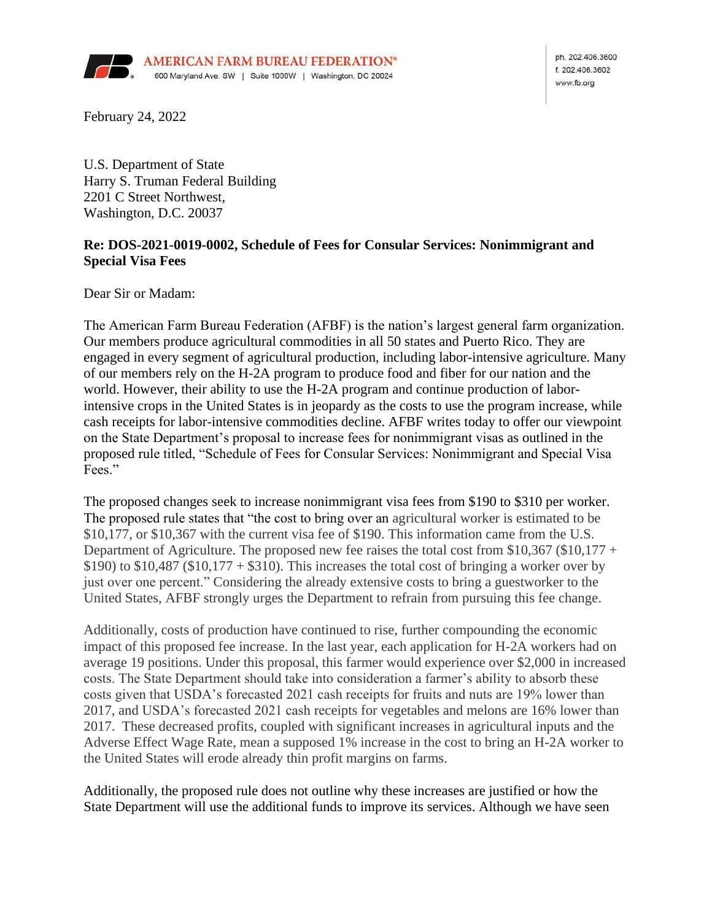AMERICAN FARM BUREAU FEDERATION®
600 Maryland Ave. SW | Suite 1000W | Washington, DC 20024

ph. 202.406.3600
f. 202.406.3602
www.fb.org

February 24, 2022

U.S. Department of State
Harry S. Truman Federal Building
2201 C Street Northwest,
Washington, D.C. 20037

**Re: DOS-2021-0019-0002, Schedule of Fees for Consular Services: Nonimmigrant and Special Visa Fees**

Dear Sir or Madam:

The American Farm Bureau Federation (AFBF) is the nation's largest general farm organization. Our members produce agricultural commodities in all 50 states and Puerto Rico. They are engaged in every segment of agricultural production, including labor-intensive agriculture. Many of our members rely on the H-2A program to produce food and fiber for our nation and the world. However, their ability to use the H-2A program and continue production of labor-intensive crops in the United States is in jeopardy as the costs to use the program increase, while cash receipts for labor-intensive commodities decline. AFBF writes today to offer our viewpoint on the State Department's proposal to increase fees for nonimmigrant visas as outlined in the proposed rule titled, "Schedule of Fees for Consular Services: Nonimmigrant and Special Visa Fees."

The proposed changes seek to increase nonimmigrant visa fees from $190 to $310 per worker. The proposed rule states that "the cost to bring over an agricultural worker is estimated to be $10,177, or $10,367 with the current visa fee of $190. This information came from the U.S. Department of Agriculture. The proposed new fee raises the total cost from $10,367 ($10,177 + $190) to $10,487 ($10,177 + $310). This increases the total cost of bringing a worker over by just over one percent." Considering the already extensive costs to bring a guestworker to the United States, AFBF strongly urges the Department to refrain from pursuing this fee change.

Additionally, costs of production have continued to rise, further compounding the economic impact of this proposed fee increase. In the last year, each application for H-2A workers had on average 19 positions. Under this proposal, this farmer would experience over $2,000 in increased costs. The State Department should take into consideration a farmer's ability to absorb these costs given that USDA's forecasted 2021 cash receipts for fruits and nuts are 19% lower than 2017, and USDA's forecasted 2021 cash receipts for vegetables and melons are 16% lower than 2017. These decreased profits, coupled with significant increases in agricultural inputs and the Adverse Effect Wage Rate, mean a supposed 1% increase in the cost to bring an H-2A worker to the United States will erode already thin profit margins on farms.

Additionally, the proposed rule does not outline why these increases are justified or how the State Department will use the additional funds to improve its services. Although we have seen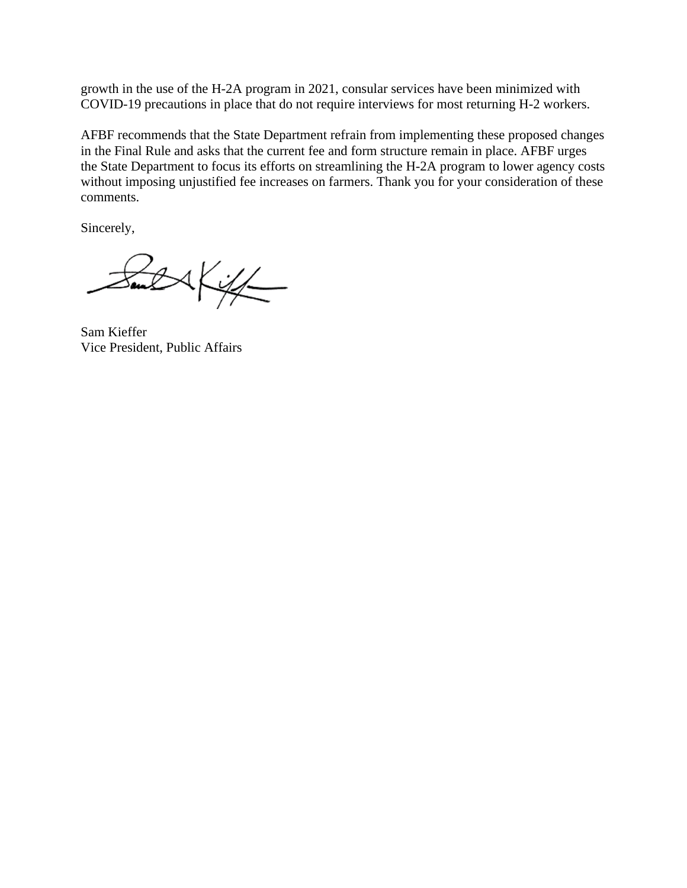growth in the use of the H-2A program in 2021, consular services have been minimized with COVID-19 precautions in place that do not require interviews for most returning H-2 workers.

AFBF recommends that the State Department refrain from implementing these proposed changes in the Final Rule and asks that the current fee and form structure remain in place. AFBF urges the State Department to focus its efforts on streamlining the H-2A program to lower agency costs without imposing unjustified fee increases on farmers. Thank you for your consideration of these comments.

Sincerely,

Sam Kieffer
Vice President, Public Affairs